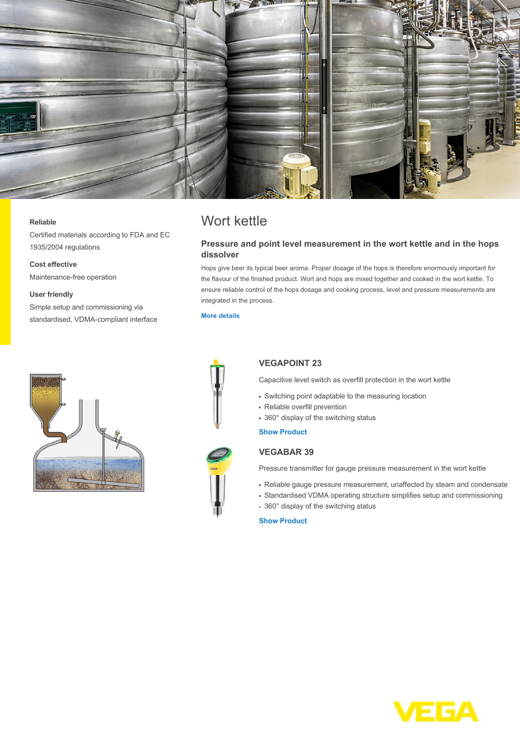**Reliable**

Certified materials according to FDA and EC 1935/2004 regulations

**Cost effective**

Maintenance-free operation

**User friendly**

Simple setup and commissioning via standardised, VDMA-compliant interface

# Wort kettle

## Pressure and point level measurement in the wort kettle and in the hops dissolver

Hops give beer its typical beer aroma. Proper dosage of the hops is therefore enormously important for the flavour of the finished product. Wort and hops are mixed together and cooked in the wort kettle. To ensure reliable control of the hops dosage and cooking process, level and pressure measurements are integrated in the process.

More details

### VEGAPOINT 23

Capacitive level switch as overfill protection in the wort kettle

- Switching point adaptable to the measuring location
- Reliable overfill prevention
- 360° display of the switching status

Show Product

### VEGABAR 39

Pressure transmitter for gauge pressure measurement in the wort kettle

- Reliable gauge pressure measurement, unaffected by steam and condensate
- Standardised VDMA operating structure simplifies setup and commissioning
- 360° display of the switching status

Show Product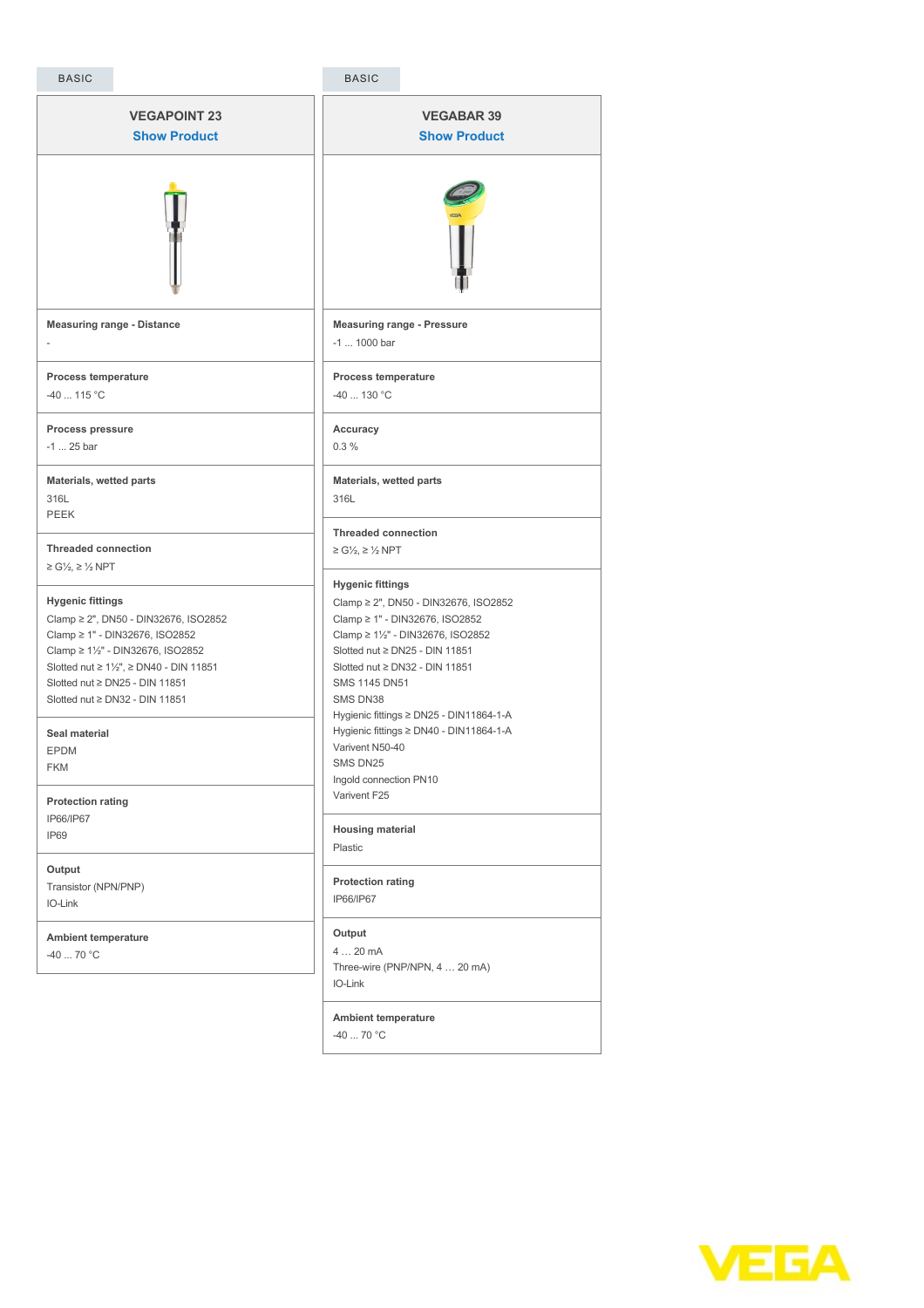BASIC

## VEGAPOINT 23

Show Product

**Measuring range - Distance**

-

**Process temperature**

-40 ... 115 °C

**Process pressure**

-1 ... 25 bar

**Materials, wetted parts**

316L
PEEK

**Threaded connection**

≥ G½, ≥ ½ NPT

**Hygenic fittings**

Clamp ≥ 2", DN50 - DIN32676, ISO2852
Clamp ≥ 1" - DIN32676, ISO2852
Clamp ≥ 1½" - DIN32676, ISO2852
Slotted nut ≥ 1½", ≥ DN40 - DIN 11851
Slotted nut ≥ DN25 - DIN 11851
Slotted nut ≥ DN32 - DIN 11851

**Seal material**

EPDM
FKM

**Protection rating**

IP66/IP67
IP69

**Output**

Transistor (NPN/PNP)
IO-Link

**Ambient temperature**

-40 ... 70 °C

BASIC

## VEGABAR 39

Show Product

**Measuring range - Pressure**

-1 ... 1000 bar

**Process temperature**

-40 ... 130 °C

**Accuracy**

0.3 %

**Materials, wetted parts**

316L

**Threaded connection**

≥ G½, ≥ ½ NPT

**Hygenic fittings**

Clamp ≥ 2", DN50 - DIN32676, ISO2852
Clamp ≥ 1" - DIN32676, ISO2852
Clamp ≥ 1½" - DIN32676, ISO2852
Slotted nut ≥ DN25 - DIN 11851
Slotted nut ≥ DN32 - DIN 11851
SMS 1145 DN51
SMS DN38
Hygienic fittings ≥ DN25 - DIN11864-1-A
Hygienic fittings ≥ DN40 - DIN11864-1-A
Varivent N50-40
SMS DN25
Ingold connection PN10
Varivent F25

**Housing material**

Plastic

**Protection rating**

IP66/IP67

**Output**

4 … 20 mA
Three-wire (PNP/NPN, 4 … 20 mA)
IO-Link

**Ambient temperature**

-40 ... 70 °C